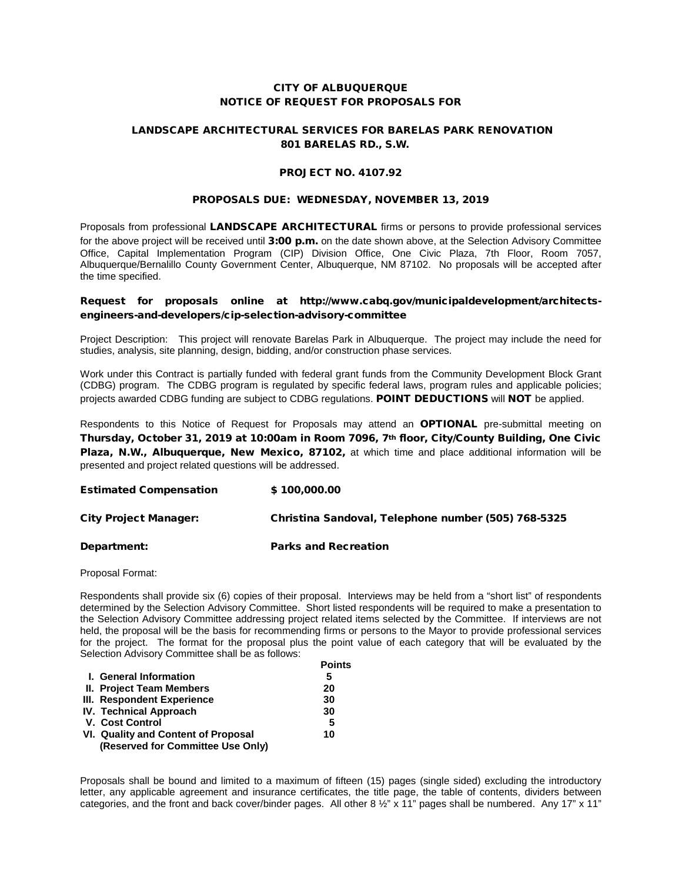# CITY OF ALBUQUERQUE
# NOTICE OF REQUEST FOR PROPOSALS FOR

## LANDSCAPE ARCHITECTURAL SERVICES FOR BARELAS PARK RENOVATION
## 801 BARELAS RD., S.W.

### PROJECT NO. 4107.92

### PROPOSALS DUE: WEDNESDAY, NOVEMBER 13, 2019

Proposals from professional **LANDSCAPE ARCHITECTURAL** firms or persons to provide professional services for the above project will be received until **3:00 p.m.** on the date shown above, at the Selection Advisory Committee Office, Capital Implementation Program (CIP) Division Office, One Civic Plaza, 7th Floor, Room 7057, Albuquerque/Bernalillo County Government Center, Albuquerque, NM 87102. No proposals will be accepted after the time specified.

**Request for proposals online at http://www.cabq.gov/municipaldevelopment/architects-engineers-and-developers/cip-selection-advisory-committee**

Project Description: This project will renovate Barelas Park in Albuquerque. The project may include the need for studies, analysis, site planning, design, bidding, and/or construction phase services.

Work under this Contract is partially funded with federal grant funds from the Community Development Block Grant (CDBG) program. The CDBG program is regulated by specific federal laws, program rules and applicable policies; projects awarded CDBG funding are subject to CDBG regulations. **POINT DEDUCTIONS** will **NOT** be applied.

Respondents to this Notice of Request for Proposals may attend an **OPTIONAL** pre-submittal meeting on **Thursday, October 31, 2019 at 10:00am in Room 7096, 7th floor, City/County Building, One Civic Plaza, N.W., Albuquerque, New Mexico, 87102,** at which time and place additional information will be presented and project related questions will be addressed.

**Estimated Compensation** **$ 100,000.00**

**City Project Manager:** **Christina Sandoval, Telephone number (505) 768-5325**

**Department:** **Parks and Recreation**

Proposal Format:

Respondents shall provide six (6) copies of their proposal. Interviews may be held from a "short list" of respondents determined by the Selection Advisory Committee. Short listed respondents will be required to make a presentation to the Selection Advisory Committee addressing project related items selected by the Committee. If interviews are not held, the proposal will be the basis for recommending firms or persons to the Mayor to provide professional services for the project. The format for the proposal plus the point value of each category that will be evaluated by the Selection Advisory Committee shall be as follows:

| | **Points** |
|---|---|
| **I. General Information** | **5** |
| **II. Project Team Members** | **20** |
| **III. Respondent Experience** | **30** |
| **IV. Technical Approach** | **30** |
| **V. Cost Control** | **5** |
| **VI. Quality and Content of Proposal (Reserved for Committee Use Only)** | **10** |

Proposals shall be bound and limited to a maximum of fifteen (15) pages (single sided) excluding the introductory letter, any applicable agreement and insurance certificates, the title page, the table of contents, dividers between categories, and the front and back cover/binder pages. All other 8 ½" x 11" pages shall be numbered. Any 17" x 11"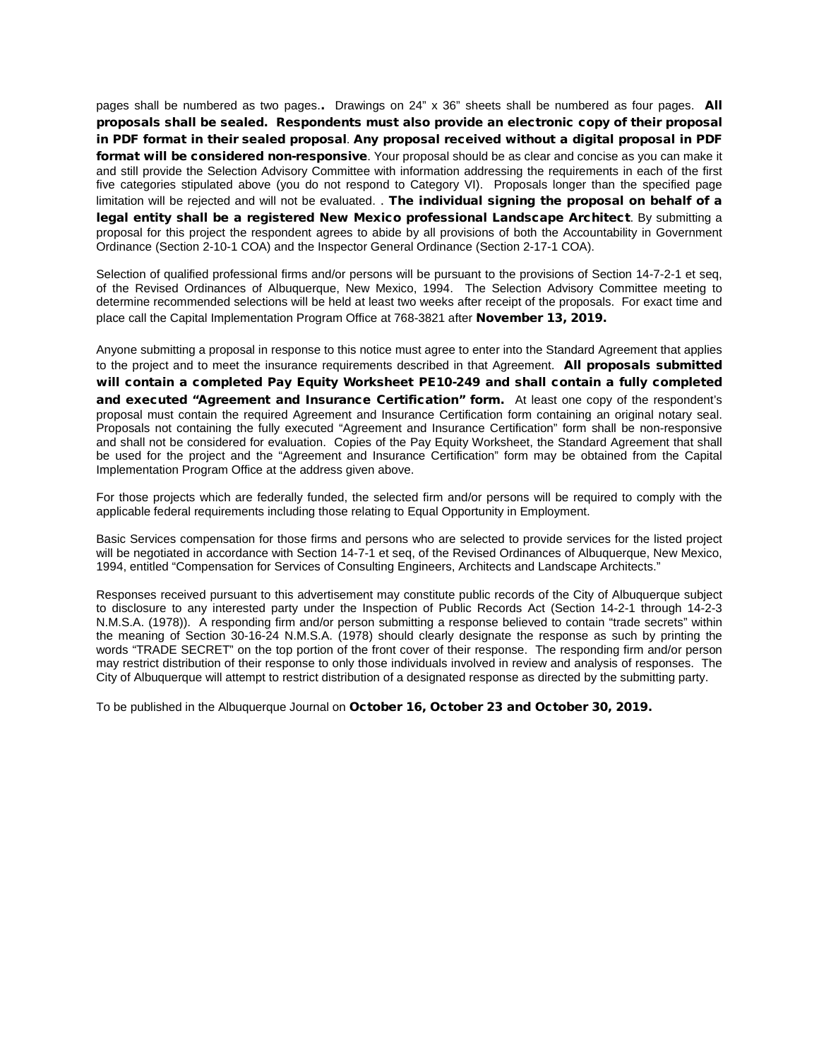pages shall be numbered as two pages**.**. Drawings on 24" x 36" sheets shall be numbered as four pages. **All proposals shall be sealed. Respondents must also provide an electronic copy of their proposal in PDF format in their sealed proposal**. **Any proposal received without a digital proposal in PDF format will be considered non-responsive**. Your proposal should be as clear and concise as you can make it and still provide the Selection Advisory Committee with information addressing the requirements in each of the first five categories stipulated above (you do not respond to Category VI). Proposals longer than the specified page limitation will be rejected and will not be evaluated. . **The individual signing the proposal on behalf of a legal entity shall be a registered New Mexico professional Landscape Architect**. By submitting a proposal for this project the respondent agrees to abide by all provisions of both the Accountability in Government Ordinance (Section 2-10-1 COA) and the Inspector General Ordinance (Section 2-17-1 COA).

Selection of qualified professional firms and/or persons will be pursuant to the provisions of Section 14-7-2-1 et seq, of the Revised Ordinances of Albuquerque, New Mexico, 1994. The Selection Advisory Committee meeting to determine recommended selections will be held at least two weeks after receipt of the proposals. For exact time and place call the Capital Implementation Program Office at 768-3821 after **November 13, 2019.**

Anyone submitting a proposal in response to this notice must agree to enter into the Standard Agreement that applies to the project and to meet the insurance requirements described in that Agreement. **All proposals submitted will contain a completed Pay Equity Worksheet PE10-249 and shall contain a fully completed and executed "Agreement and Insurance Certification" form.** At least one copy of the respondent's proposal must contain the required Agreement and Insurance Certification form containing an original notary seal. Proposals not containing the fully executed "Agreement and Insurance Certification" form shall be non-responsive and shall not be considered for evaluation. Copies of the Pay Equity Worksheet, the Standard Agreement that shall be used for the project and the "Agreement and Insurance Certification" form may be obtained from the Capital Implementation Program Office at the address given above.

For those projects which are federally funded, the selected firm and/or persons will be required to comply with the applicable federal requirements including those relating to Equal Opportunity in Employment.

Basic Services compensation for those firms and persons who are selected to provide services for the listed project will be negotiated in accordance with Section 14-7-1 et seq, of the Revised Ordinances of Albuquerque, New Mexico, 1994, entitled "Compensation for Services of Consulting Engineers, Architects and Landscape Architects."

Responses received pursuant to this advertisement may constitute public records of the City of Albuquerque subject to disclosure to any interested party under the Inspection of Public Records Act (Section 14-2-1 through 14-2-3 N.M.S.A. (1978)). A responding firm and/or person submitting a response believed to contain "trade secrets" within the meaning of Section 30-16-24 N.M.S.A. (1978) should clearly designate the response as such by printing the words "TRADE SECRET" on the top portion of the front cover of their response. The responding firm and/or person may restrict distribution of their response to only those individuals involved in review and analysis of responses. The City of Albuquerque will attempt to restrict distribution of a designated response as directed by the submitting party.

To be published in the Albuquerque Journal on **October 16, October 23 and October 30, 2019.**